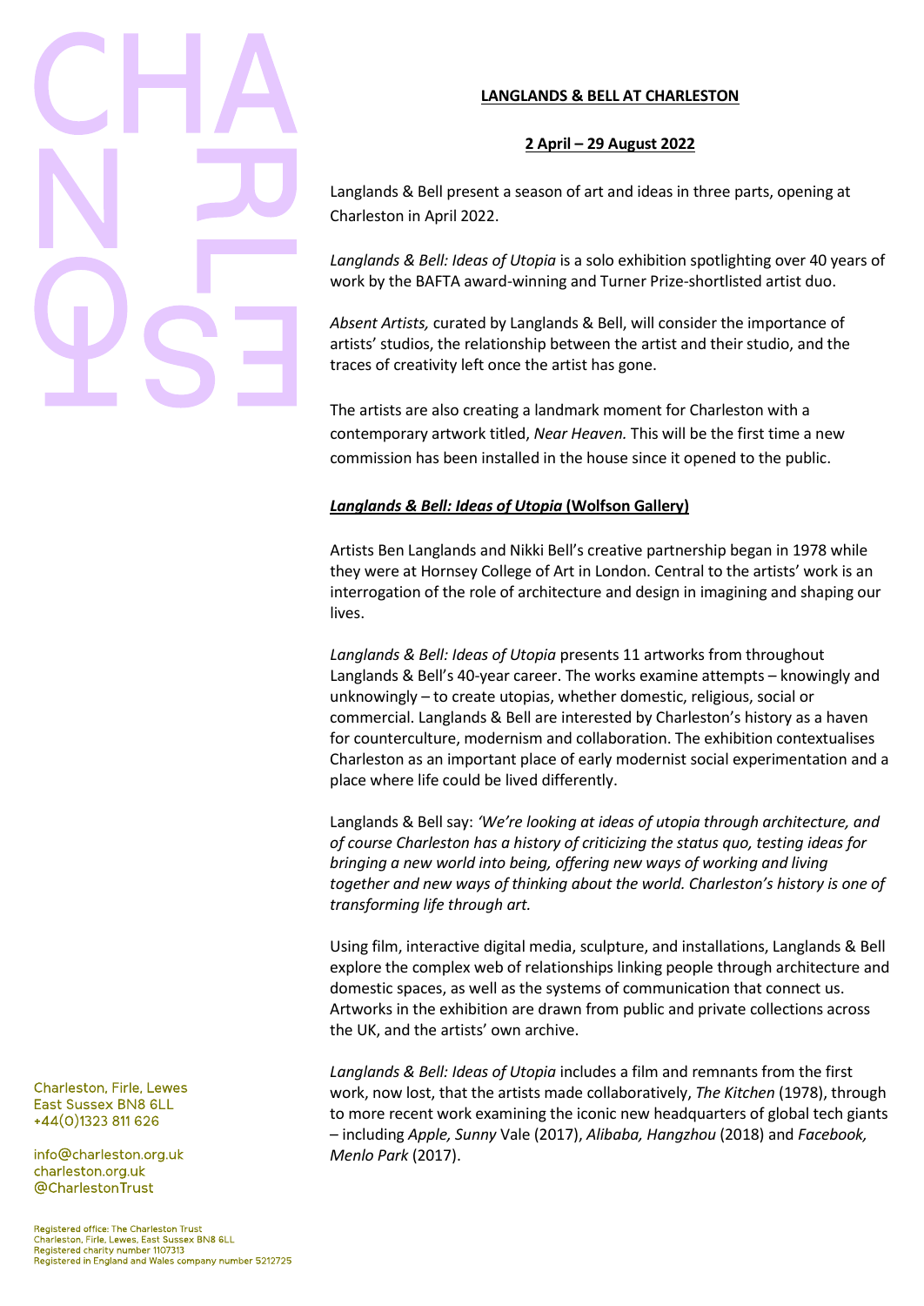# LANGLANDS & BELL AT CHARLESTON

## 2 April – 29 August 2022

Langlands & Bell present a season of art and ideas in three parts, opening at Charleston in April 2022.

*Langlands & Bell: Ideas of Utopia* is a solo exhibition spotlighting over 40 years of work by the BAFTA award-winning and Turner Prize-shortlisted artist duo.

*Absent Artists,* curated by Langlands & Bell, will consider the importance of artists' studios, the relationship between the artist and their studio, and the traces of creativity left once the artist has gone.

The artists are also creating a landmark moment for Charleston with a contemporary artwork titled, *Near Heaven.* This will be the first time a new commission has been installed in the house since it opened to the public.

### *Langlands & Bell: Ideas of Utopia* (Wolfson Gallery)

Artists Ben Langlands and Nikki Bell's creative partnership began in 1978 while they were at Hornsey College of Art in London. Central to the artists' work is an interrogation of the role of architecture and design in imagining and shaping our lives.

*Langlands & Bell: Ideas of Utopia* presents 11 artworks from throughout Langlands & Bell's 40-year career. The works examine attempts – knowingly and unknowingly – to create utopias, whether domestic, religious, social or commercial. Langlands & Bell are interested by Charleston's history as a haven for counterculture, modernism and collaboration. The exhibition contextualises Charleston as an important place of early modernist social experimentation and a place where life could be lived differently.

Langlands & Bell say: *'We're looking at ideas of utopia through architecture, and of course Charleston has a history of criticizing the status quo, testing ideas for bringing a new world into being, offering new ways of working and living together and new ways of thinking about the world. Charleston's history is one of transforming life through art.*

Using film, interactive digital media, sculpture, and installations, Langlands & Bell explore the complex web of relationships linking people through architecture and domestic spaces, as well as the systems of communication that connect us. Artworks in the exhibition are drawn from public and private collections across the UK, and the artists' own archive.

*Langlands & Bell: Ideas of Utopia* includes a film and remnants from the first work, now lost, that the artists made collaboratively, *The Kitchen* (1978), through to more recent work examining the iconic new headquarters of global tech giants – including *Apple, Sunny* Vale (2017), *Alibaba, Hangzhou* (2018) and *Facebook, Menlo Park* (2017).

Charleston, Firle, Lewes
East Sussex BN8 6LL
+44(0)1323 811 626

info@charleston.org.uk
charleston.org.uk
@CharlestonTrust

Registered office: The Charleston Trust
Charleston, Firle, Lewes, East Sussex BN8 6LL
Registered charity number 1107313
Registered in England and Wales company number 5212725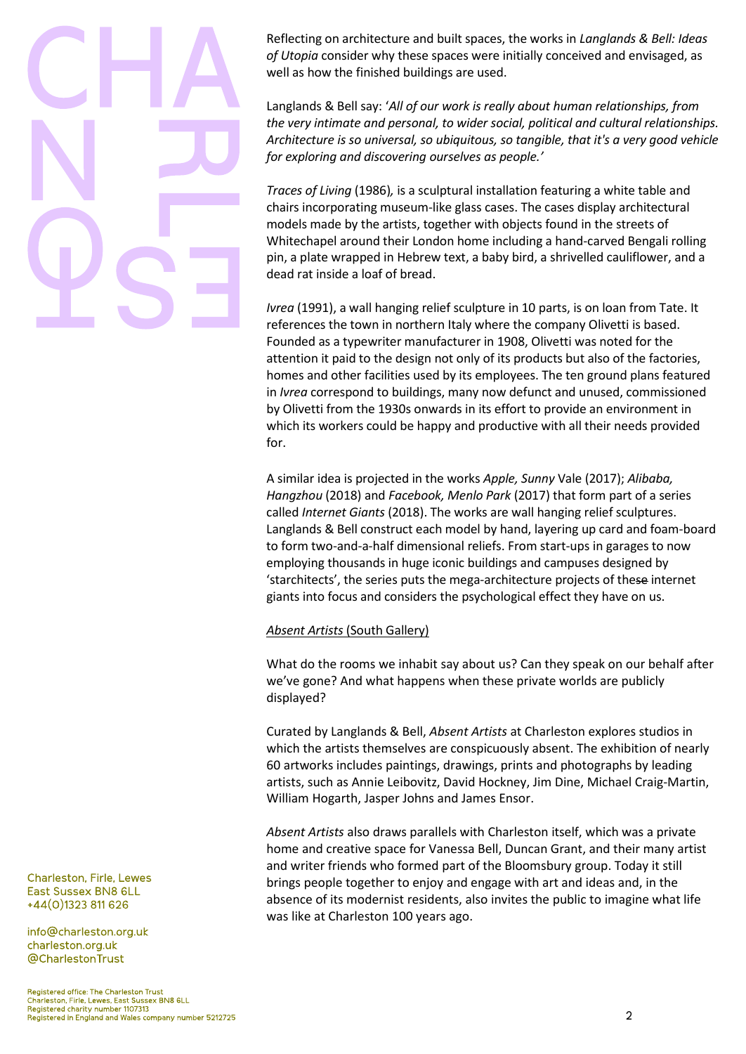Reflecting on architecture and built spaces, the works in *Langlands & Bell: Ideas of Utopia* consider why these spaces were initially conceived and envisaged, as well as how the finished buildings are used.

Langlands & Bell say: '*All of our work is really about human relationships, from the very intimate and personal, to wider social, political and cultural relationships. Architecture is so universal, so ubiquitous, so tangible, that it's a very good vehicle for exploring and discovering ourselves as people.*'

*Traces of Living* (1986), is a sculptural installation featuring a white table and chairs incorporating museum-like glass cases. The cases display architectural models made by the artists, together with objects found in the streets of Whitechapel around their London home including a hand-carved Bengali rolling pin, a plate wrapped in Hebrew text, a baby bird, a shrivelled cauliflower, and a dead rat inside a loaf of bread.

*Ivrea* (1991), a wall hanging relief sculpture in 10 parts, is on loan from Tate. It references the town in northern Italy where the company Olivetti is based. Founded as a typewriter manufacturer in 1908, Olivetti was noted for the attention it paid to the design not only of its products but also of the factories, homes and other facilities used by its employees. The ten ground plans featured in *Ivrea* correspond to buildings, many now defunct and unused, commissioned by Olivetti from the 1930s onwards in its effort to provide an environment in which its workers could be happy and productive with all their needs provided for.

A similar idea is projected in the works *Apple, Sunny* Vale (2017); *Alibaba, Hangzhou* (2018) and *Facebook, Menlo Park* (2017) that form part of a series called *Internet Giants* (2018). The works are wall hanging relief sculptures. Langlands & Bell construct each model by hand, layering up card and foam-board to form two-and-a-half dimensional reliefs. From start-ups in garages to now employing thousands in huge iconic buildings and campuses designed by 'starchitects', the series puts the mega-architecture projects of the~~se~~ internet giants into focus and considers the psychological effect they have on us.

<u>*Absent Artists* (South Gallery)</u>

What do the rooms we inhabit say about us? Can they speak on our behalf after we've gone? And what happens when these private worlds are publicly displayed?

Curated by Langlands & Bell, *Absent Artists* at Charleston explores studios in which the artists themselves are conspicuously absent. The exhibition of nearly 60 artworks includes paintings, drawings, prints and photographs by leading artists, such as Annie Leibovitz, David Hockney, Jim Dine, Michael Craig-Martin, William Hogarth, Jasper Johns and James Ensor.

*Absent Artists* also draws parallels with Charleston itself, which was a private home and creative space for Vanessa Bell, Duncan Grant, and their many artist and writer friends who formed part of the Bloomsbury group. Today it still brings people together to enjoy and engage with art and ideas and, in the absence of its modernist residents, also invites the public to imagine what life was like at Charleston 100 years ago.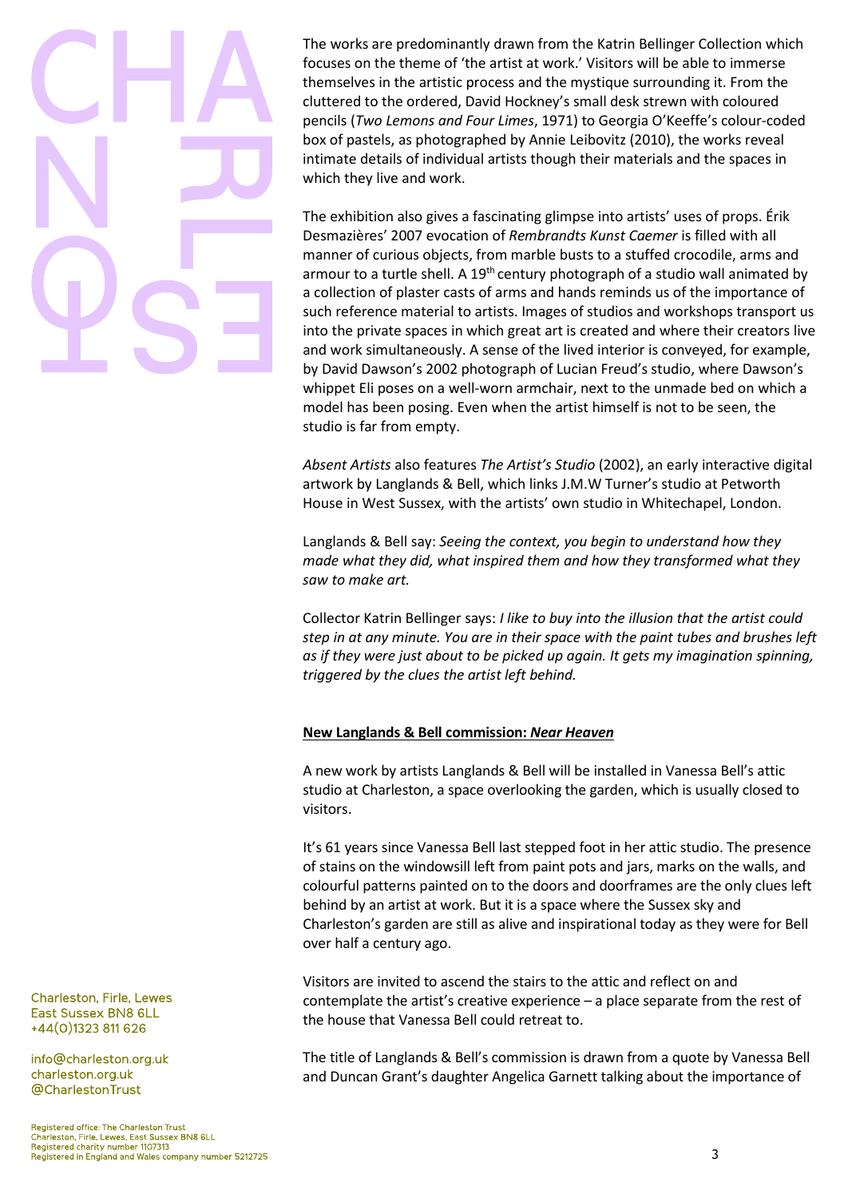The works are predominantly drawn from the Katrin Bellinger Collection which focuses on the theme of 'the artist at work.' Visitors will be able to immerse themselves in the artistic process and the mystique surrounding it. From the cluttered to the ordered, David Hockney's small desk strewn with coloured pencils (*Two Lemons and Four Limes*, 1971) to Georgia O'Keeffe's colour-coded box of pastels, as photographed by Annie Leibovitz (2010), the works reveal intimate details of individual artists though their materials and the spaces in which they live and work.

The exhibition also gives a fascinating glimpse into artists' uses of props. Érik Desmazières' 2007 evocation of *Rembrandts Kunst Caemer* is filled with all manner of curious objects, from marble busts to a stuffed crocodile, arms and armour to a turtle shell. A 19th century photograph of a studio wall animated by a collection of plaster casts of arms and hands reminds us of the importance of such reference material to artists. Images of studios and workshops transport us into the private spaces in which great art is created and where their creators live and work simultaneously. A sense of the lived interior is conveyed, for example, by David Dawson's 2002 photograph of Lucian Freud's studio, where Dawson's whippet Eli poses on a well-worn armchair, next to the unmade bed on which a model has been posing. Even when the artist himself is not to be seen, the studio is far from empty.

*Absent Artists* also features *The Artist's Studio* (2002), an early interactive digital artwork by Langlands & Bell, which links J.M.W Turner's studio at Petworth House in West Sussex, with the artists' own studio in Whitechapel, London.

Langlands & Bell say: *Seeing the context, you begin to understand how they made what they did, what inspired them and how they transformed what they saw to make art.*

Collector Katrin Bellinger says: *I like to buy into the illusion that the artist could step in at any minute. You are in their space with the paint tubes and brushes left as if they were just about to be picked up again. It gets my imagination spinning, triggered by the clues the artist left behind.*

**New Langlands & Bell commission: *Near Heaven***

A new work by artists Langlands & Bell will be installed in Vanessa Bell's attic studio at Charleston, a space overlooking the garden, which is usually closed to visitors.

It's 61 years since Vanessa Bell last stepped foot in her attic studio. The presence of stains on the windowsill left from paint pots and jars, marks on the walls, and colourful patterns painted on to the doors and doorframes are the only clues left behind by an artist at work. But it is a space where the Sussex sky and Charleston's garden are still as alive and inspirational today as they were for Bell over half a century ago.

Visitors are invited to ascend the stairs to the attic and reflect on and contemplate the artist's creative experience – a place separate from the rest of the house that Vanessa Bell could retreat to.

The title of Langlands & Bell's commission is drawn from a quote by Vanessa Bell and Duncan Grant's daughter Angelica Garnett talking about the importance of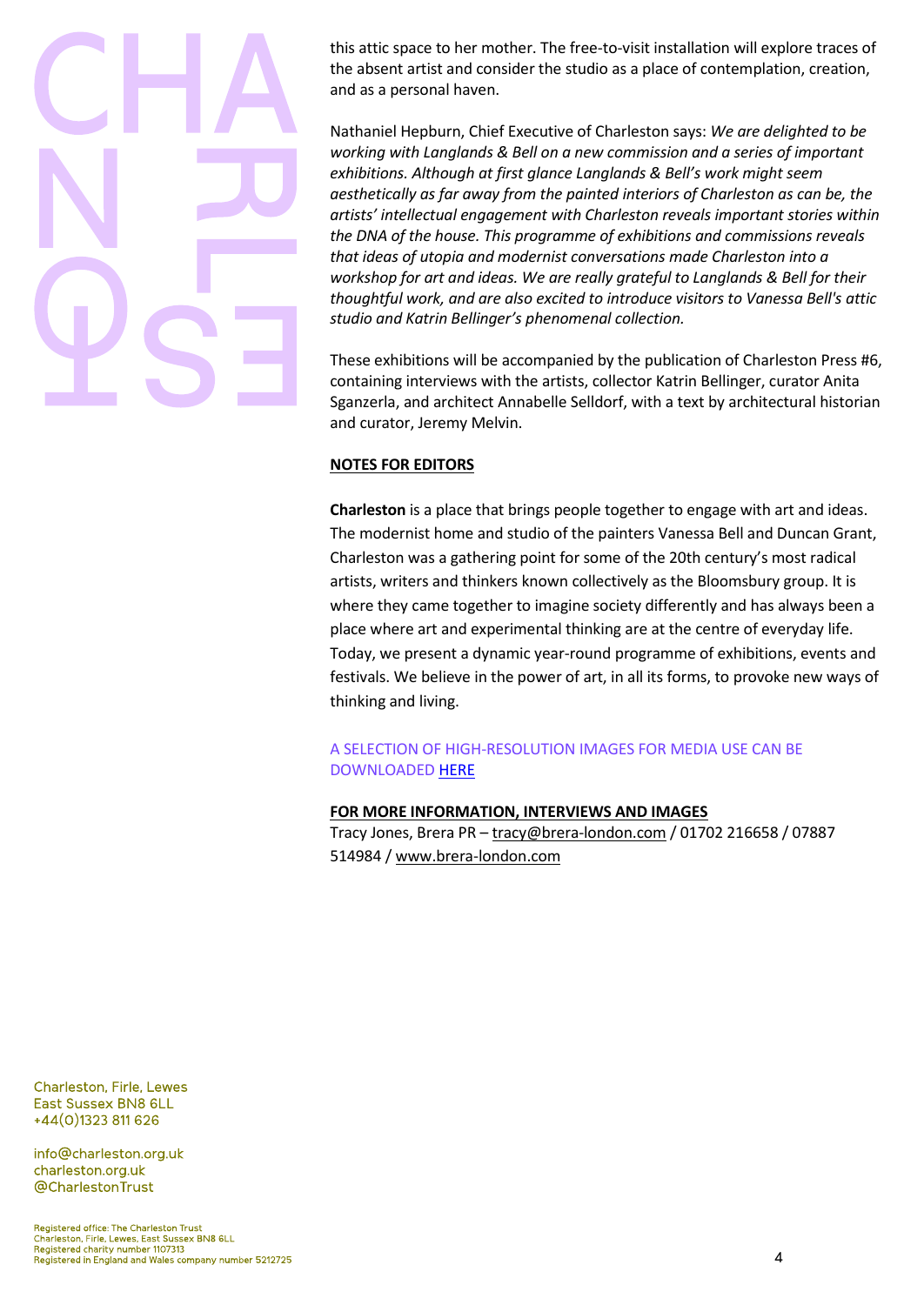this attic space to her mother. The free-to-visit installation will explore traces of the absent artist and consider the studio as a place of contemplation, creation, and as a personal haven.

Nathaniel Hepburn, Chief Executive of Charleston says: *We are delighted to be working with Langlands & Bell on a new commission and a series of important exhibitions. Although at first glance Langlands & Bell's work might seem aesthetically as far away from the painted interiors of Charleston as can be, the artists' intellectual engagement with Charleston reveals important stories within the DNA of the house. This programme of exhibitions and commissions reveals that ideas of utopia and modernist conversations made Charleston into a workshop for art and ideas. We are really grateful to Langlands & Bell for their thoughtful work, and are also excited to introduce visitors to Vanessa Bell's attic studio and Katrin Bellinger's phenomenal collection.*

These exhibitions will be accompanied by the publication of Charleston Press #6, containing interviews with the artists, collector Katrin Bellinger, curator Anita Sganzerla, and architect Annabelle Selldorf, with a text by architectural historian and curator, Jeremy Melvin.

**NOTES FOR EDITORS**

**Charleston** is a place that brings people together to engage with art and ideas. The modernist home and studio of the painters Vanessa Bell and Duncan Grant, Charleston was a gathering point for some of the 20th century's most radical artists, writers and thinkers known collectively as the Bloomsbury group. It is where they came together to imagine society differently and has always been a place where art and experimental thinking are at the centre of everyday life. Today, we present a dynamic year-round programme of exhibitions, events and festivals. We believe in the power of art, in all its forms, to provoke new ways of thinking and living.

A SELECTION OF HIGH-RESOLUTION IMAGES FOR MEDIA USE CAN BE DOWNLOADED HERE

**FOR MORE INFORMATION, INTERVIEWS AND IMAGES**

Tracy Jones, Brera PR – tracy@brera-london.com / 01702 216658 / 07887 514984 / www.brera-london.com

Charleston, Firle, Lewes
East Sussex BN8 6LL
+44(0)1323 811 626

info@charleston.org.uk
charleston.org.uk
@CharlestonTrust

Registered office: The Charleston Trust
Charleston, Firle, Lewes, East Sussex BN8 6LL
Registered charity number 1107313
Registered in England and Wales company number 5212725